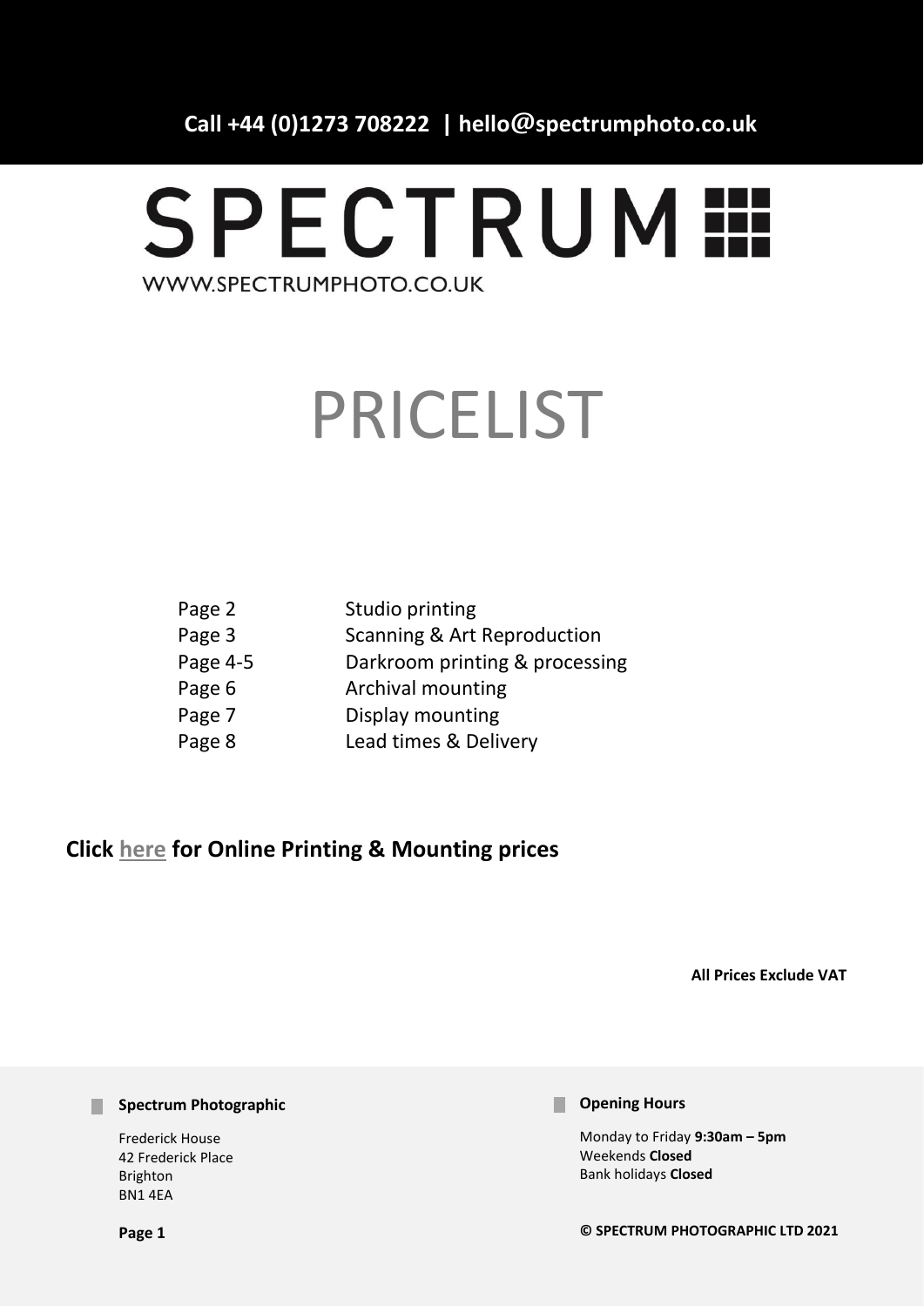**Call +44 (0)1273 708222 | hello@spectrumphoto.co.uk**

# SPECTRUM

WWW.SPECTRUMPHOTO.CO.UK

# PRICELIST

| | |
|---|---|
| Page 2 | Studio printing |
| Page 3 | Scanning & Art Reproduction |
| Page 4-5 | Darkroom printing & processing |
| Page 6 | Archival mounting |
| Page 7 | Display mounting |
| Page 8 | Lead times & Delivery |

**Click here for Online Printing & Mounting prices**

**All Prices Exclude VAT**

**Spectrum Photographic**

Frederick House
42 Frederick Place
Brighton
BN1 4EA

**Opening Hours**

Monday to Friday **9:30am – 5pm**
Weekends **Closed**
Bank holidays **Closed**

**© SPECTRUM PHOTOGRAPHIC LTD 2021**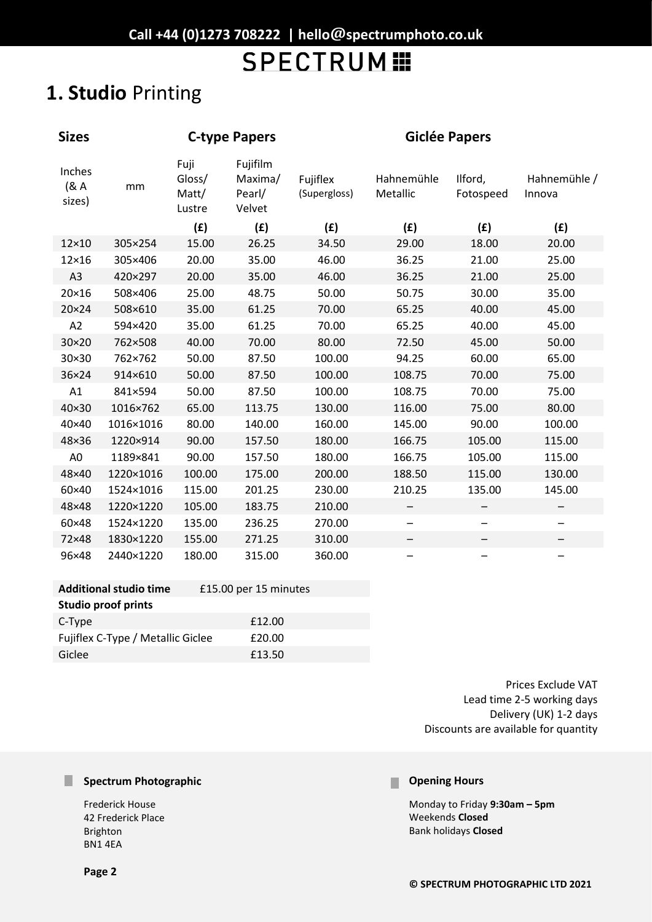SPECTRUM

# 1. **Studio** Printing

| Sizes | | C-type Papers | | | Giclée Papers | | |
|---|---|---|---|---|---|---|---|
| Inches (& A sizes) | mm | Fuji Gloss/ Matt/ Lustre | Fujifilm Maxima/ Pearl/ Velvet | Fujiflex (Supergloss) | Hahnemühle Metallic | Ilford, Fotospeed | Hahnemühle / Innova |
| | | (£) | (£) | (£) | (£) | (£) | (£) |
| 12×10 | 305×254 | 15.00 | 26.25 | 34.50 | 29.00 | 18.00 | 20.00 |
| 12×16 | 305×406 | 20.00 | 35.00 | 46.00 | 36.25 | 21.00 | 25.00 |
| A3 | 420×297 | 20.00 | 35.00 | 46.00 | 36.25 | 21.00 | 25.00 |
| 20×16 | 508×406 | 25.00 | 48.75 | 50.00 | 50.75 | 30.00 | 35.00 |
| 20×24 | 508×610 | 35.00 | 61.25 | 70.00 | 65.25 | 40.00 | 45.00 |
| A2 | 594×420 | 35.00 | 61.25 | 70.00 | 65.25 | 40.00 | 45.00 |
| 30×20 | 762×508 | 40.00 | 70.00 | 80.00 | 72.50 | 45.00 | 50.00 |
| 30×30 | 762×762 | 50.00 | 87.50 | 100.00 | 94.25 | 60.00 | 65.00 |
| 36×24 | 914×610 | 50.00 | 87.50 | 100.00 | 108.75 | 70.00 | 75.00 |
| A1 | 841×594 | 50.00 | 87.50 | 100.00 | 108.75 | 70.00 | 75.00 |
| 40×30 | 1016×762 | 65.00 | 113.75 | 130.00 | 116.00 | 75.00 | 80.00 |
| 40×40 | 1016×1016 | 80.00 | 140.00 | 160.00 | 145.00 | 90.00 | 100.00 |
| 48×36 | 1220×914 | 90.00 | 157.50 | 180.00 | 166.75 | 105.00 | 115.00 |
| A0 | 1189×841 | 90.00 | 157.50 | 180.00 | 166.75 | 105.00 | 115.00 |
| 48×40 | 1220×1016 | 100.00 | 175.00 | 200.00 | 188.50 | 115.00 | 130.00 |
| 60×40 | 1524×1016 | 115.00 | 201.25 | 230.00 | 210.25 | 135.00 | 145.00 |
| 48×48 | 1220×1220 | 105.00 | 183.75 | 210.00 | – | – | – |
| 60×48 | 1524×1220 | 135.00 | 236.25 | 270.00 | – | – | – |
| 72×48 | 1830×1220 | 155.00 | 271.25 | 310.00 | – | – | – |
| 96×48 | 2440×1220 | 180.00 | 315.00 | 360.00 | – | – | – |

| **Additional studio time** | £15.00 per 15 minutes |
|---|---|
| **Studio proof prints** | |
| C-Type | £12.00 |
| Fujiflex C-Type / Metallic Giclee | £20.00 |
| Giclee | £13.50 |

Prices Exclude VAT
Lead time 2-5 working days
Delivery (UK) 1-2 days
Discounts are available for quantity

**Spectrum Photographic**

Frederick House
42 Frederick Place
Brighton
BN1 4EA

**Opening Hours**

Monday to Friday **9:30am – 5pm**
Weekends **Closed**
Bank holidays **Closed**

**© SPECTRUM PHOTOGRAPHIC LTD 2021**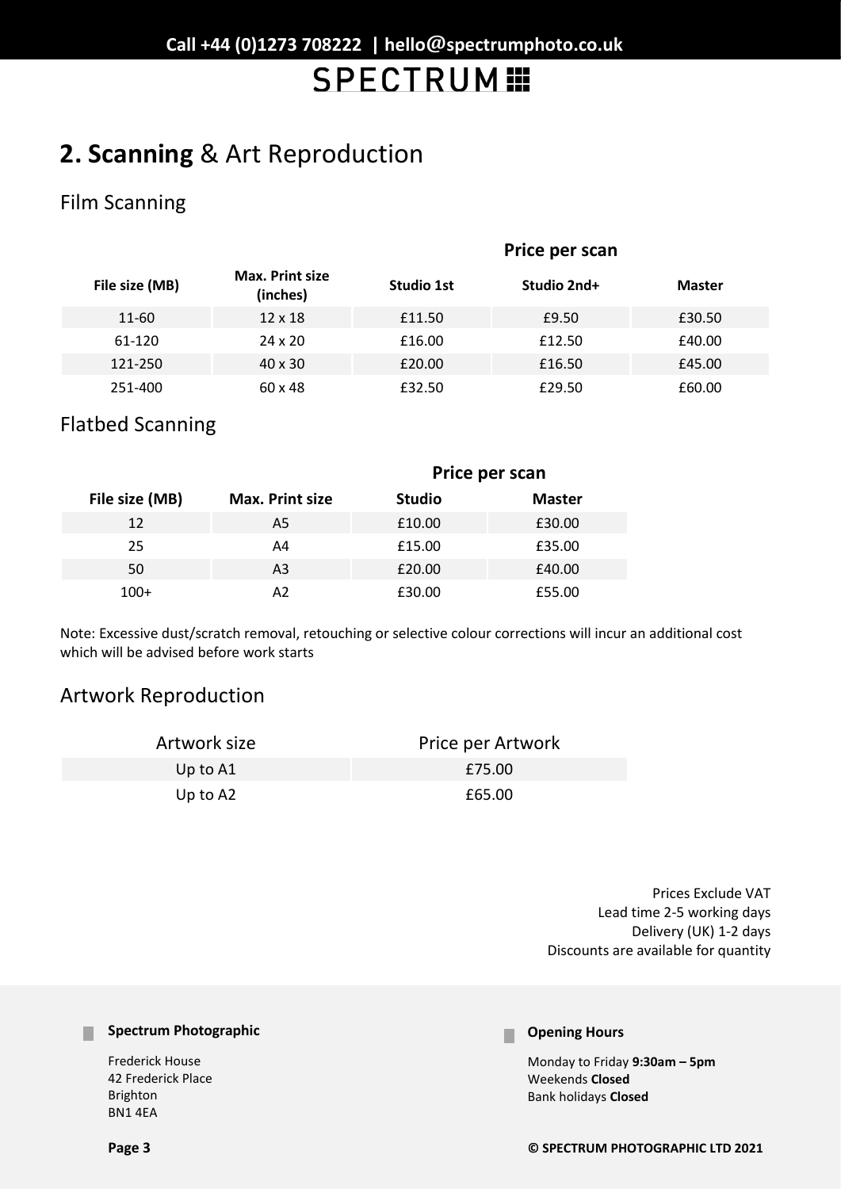# **2. Scanning** & Art Reproduction

## Film Scanning

| File size (MB) | Max. Print size (inches) | Price per scan | | |
|---|---|---|---|---|
| | | **Studio 1st** | **Studio 2nd+** | **Master** |
| 11-60 | 12 x 18 | £11.50 | £9.50 | £30.50 |
| 61-120 | 24 x 20 | £16.00 | £12.50 | £40.00 |
| 121-250 | 40 x 30 | £20.00 | £16.50 | £45.00 |
| 251-400 | 60 x 48 | £32.50 | £29.50 | £60.00 |

## Flatbed Scanning

| File size (MB) | Max. Print size | Price per scan | |
|---|---|---|---|
| | | **Studio** | **Master** |
| 12 | A5 | £10.00 | £30.00 |
| 25 | A4 | £15.00 | £35.00 |
| 50 | A3 | £20.00 | £40.00 |
| 100+ | A2 | £30.00 | £55.00 |

Note: Excessive dust/scratch removal, retouching or selective colour corrections will incur an additional cost which will be advised before work starts

## Artwork Reproduction

| Artwork size | Price per Artwork |
|---|---|
| Up to A1 | £75.00 |
| Up to A2 | £65.00 |

Prices Exclude VAT
Lead time 2-5 working days
Delivery (UK) 1-2 days
Discounts are available for quantity

**Spectrum Photographic**

Frederick House
42 Frederick Place
Brighton
BN1 4EA

**Opening Hours**

Monday to Friday **9:30am – 5pm**
Weekends **Closed**
Bank holidays **Closed**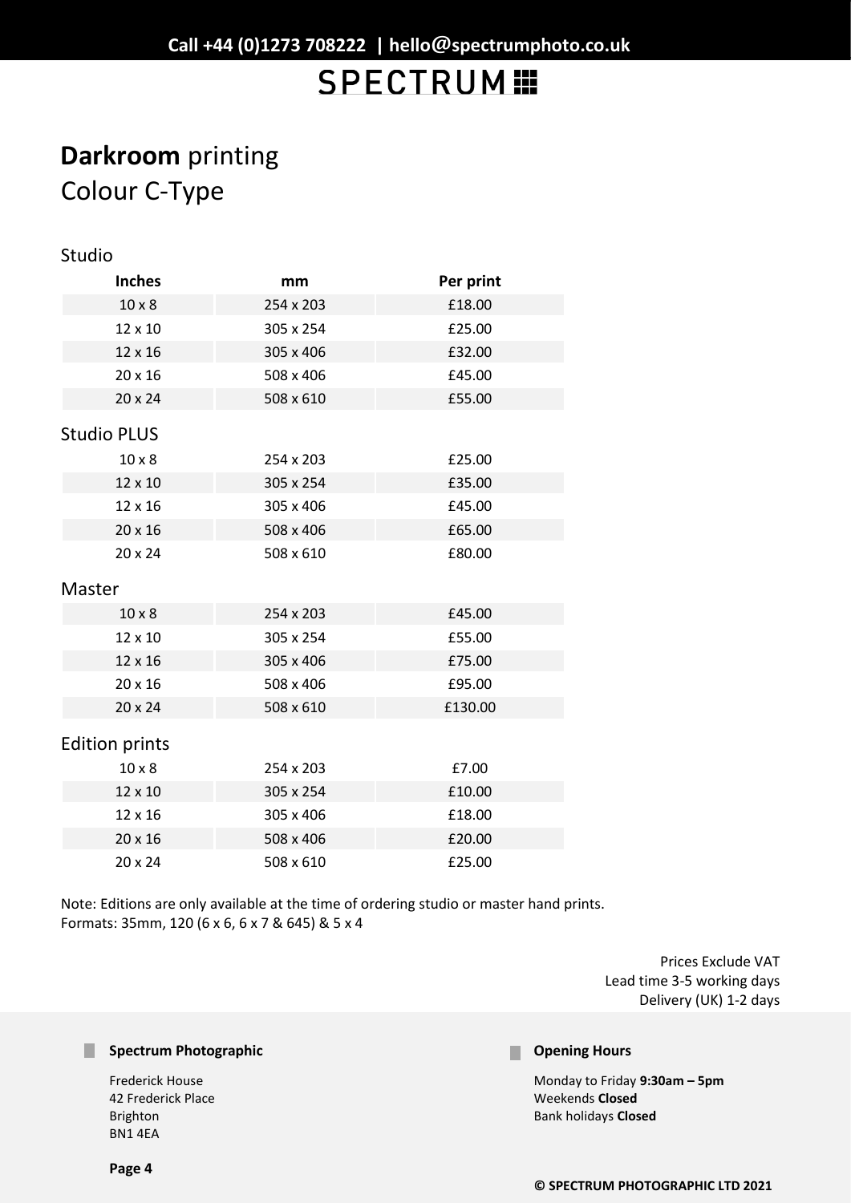# **Darkroom** printing
## Colour C-Type

### Studio

| Inches | mm | Per print |
|---|---|---|
| 10 x 8 | 254 x 203 | £18.00 |
| 12 x 10 | 305 x 254 | £25.00 |
| 12 x 16 | 305 x 406 | £32.00 |
| 20 x 16 | 508 x 406 | £45.00 |
| 20 x 24 | 508 x 610 | £55.00 |

### Studio PLUS

| Inches | mm | Per print |
|---|---|---|
| 10 x 8 | 254 x 203 | £25.00 |
| 12 x 10 | 305 x 254 | £35.00 |
| 12 x 16 | 305 x 406 | £45.00 |
| 20 x 16 | 508 x 406 | £65.00 |
| 20 x 24 | 508 x 610 | £80.00 |

### Master

| Inches | mm | Per print |
|---|---|---|
| 10 x 8 | 254 x 203 | £45.00 |
| 12 x 10 | 305 x 254 | £55.00 |
| 12 x 16 | 305 x 406 | £75.00 |
| 20 x 16 | 508 x 406 | £95.00 |
| 20 x 24 | 508 x 610 | £130.00 |

### Edition prints

| Inches | mm | Per print |
|---|---|---|
| 10 x 8 | 254 x 203 | £7.00 |
| 12 x 10 | 305 x 254 | £10.00 |
| 12 x 16 | 305 x 406 | £18.00 |
| 20 x 16 | 508 x 406 | £20.00 |
| 20 x 24 | 508 x 610 | £25.00 |

Note: Editions are only available at the time of ordering studio or master hand prints.
Formats: 35mm, 120 (6 x 6, 6 x 7 & 645) & 5 x 4

Prices Exclude VAT
Lead time 3-5 working days
Delivery (UK) 1-2 days

**Spectrum Photographic**

Frederick House
42 Frederick Place
Brighton
BN1 4EA

**Opening Hours**

Monday to Friday **9:30am – 5pm**
Weekends **Closed**
Bank holidays **Closed**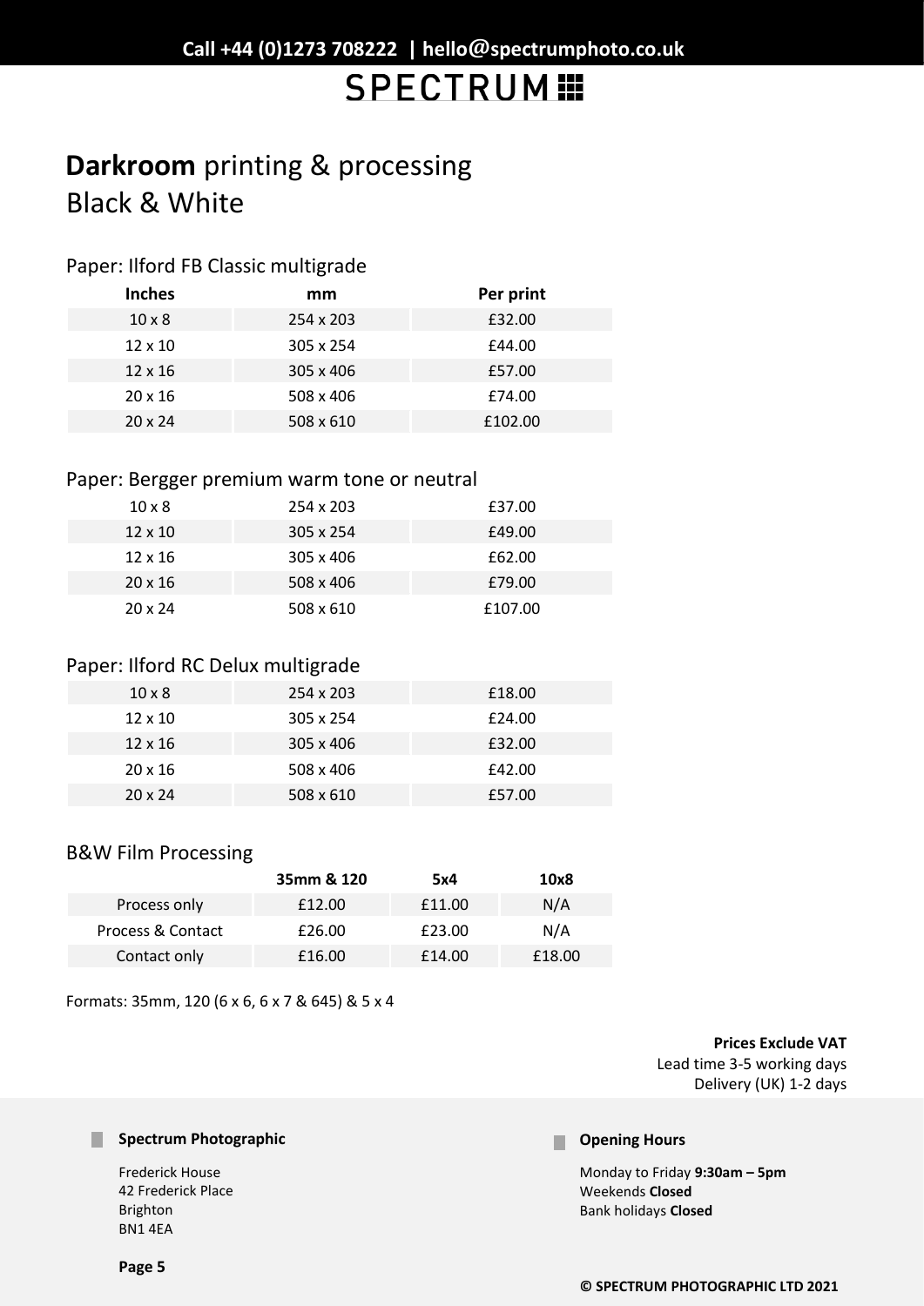# **Darkroom** printing & processing

## Black & White

### Paper: Ilford FB Classic multigrade

| Inches | mm | Per print |
|---|---|---|
| 10 x 8 | 254 x 203 | £32.00 |
| 12 x 10 | 305 x 254 | £44.00 |
| 12 x 16 | 305 x 406 | £57.00 |
| 20 x 16 | 508 x 406 | £74.00 |
| 20 x 24 | 508 x 610 | £102.00 |

### Paper: Bergger premium warm tone or neutral

| Inches | mm | Per print |
|---|---|---|
| 10 x 8 | 254 x 203 | £37.00 |
| 12 x 10 | 305 x 254 | £49.00 |
| 12 x 16 | 305 x 406 | £62.00 |
| 20 x 16 | 508 x 406 | £79.00 |
| 20 x 24 | 508 x 610 | £107.00 |

### Paper: Ilford RC Delux multigrade

| Inches | mm | Per print |
|---|---|---|
| 10 x 8 | 254 x 203 | £18.00 |
| 12 x 10 | 305 x 254 | £24.00 |
| 12 x 16 | 305 x 406 | £32.00 |
| 20 x 16 | 508 x 406 | £42.00 |
| 20 x 24 | 508 x 610 | £57.00 |

### B&W Film Processing

| | 35mm & 120 | 5x4 | 10x8 |
|---|---|---|---|
| Process only | £12.00 | £11.00 | N/A |
| Process & Contact | £26.00 | £23.00 | N/A |
| Contact only | £16.00 | £14.00 | £18.00 |

Formats: 35mm, 120 (6 x 6, 6 x 7 & 645) & 5 x 4

**Prices Exclude VAT**
Lead time 3-5 working days
Delivery (UK) 1-2 days

**Spectrum Photographic**

Frederick House
42 Frederick Place
Brighton
BN1 4EA

**Opening Hours**

Monday to Friday **9:30am – 5pm**
Weekends **Closed**
Bank holidays **Closed**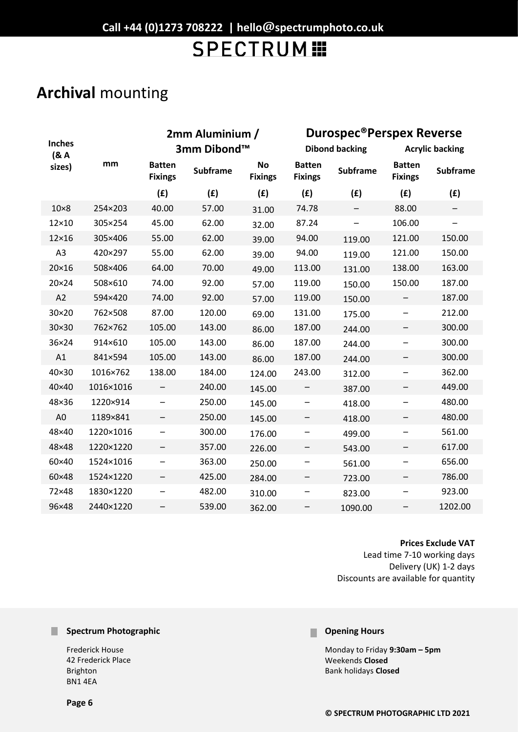# **Archival** mounting

| Inches (& A sizes) | mm | 2mm Aluminium / 3mm Dibond™ | | | Durospec®Perspex Reverse | | | |
|---|---|---|---|---|---|---|---|---|
| | | | | | Dibond backing | | Acrylic backing | |
| | | Batten Fixings | Subframe | No Fixings | Batten Fixings | Subframe | Batten Fixings | Subframe |
| | | (£) | (£) | (£) | (£) | (£) | (£) | (£) |
| 10×8 | 254×203 | 40.00 | 57.00 | 31.00 | 74.78 | – | 88.00 | – |
| 12×10 | 305×254 | 45.00 | 62.00 | 32.00 | 87.24 | – | 106.00 | – |
| 12×16 | 305×406 | 55.00 | 62.00 | 39.00 | 94.00 | 119.00 | 121.00 | 150.00 |
| A3 | 420×297 | 55.00 | 62.00 | 39.00 | 94.00 | 119.00 | 121.00 | 150.00 |
| 20×16 | 508×406 | 64.00 | 70.00 | 49.00 | 113.00 | 131.00 | 138.00 | 163.00 |
| 20×24 | 508×610 | 74.00 | 92.00 | 57.00 | 119.00 | 150.00 | 150.00 | 187.00 |
| A2 | 594×420 | 74.00 | 92.00 | 57.00 | 119.00 | 150.00 | – | 187.00 |
| 30×20 | 762×508 | 87.00 | 120.00 | 69.00 | 131.00 | 175.00 | – | 212.00 |
| 30×30 | 762×762 | 105.00 | 143.00 | 86.00 | 187.00 | 244.00 | – | 300.00 |
| 36×24 | 914×610 | 105.00 | 143.00 | 86.00 | 187.00 | 244.00 | – | 300.00 |
| A1 | 841×594 | 105.00 | 143.00 | 86.00 | 187.00 | 244.00 | – | 300.00 |
| 40×30 | 1016×762 | 138.00 | 184.00 | 124.00 | 243.00 | 312.00 | – | 362.00 |
| 40×40 | 1016×1016 | – | 240.00 | 145.00 | – | 387.00 | – | 449.00 |
| 48×36 | 1220×914 | – | 250.00 | 145.00 | – | 418.00 | – | 480.00 |
| A0 | 1189×841 | – | 250.00 | 145.00 | – | 418.00 | – | 480.00 |
| 48×40 | 1220×1016 | – | 300.00 | 176.00 | – | 499.00 | – | 561.00 |
| 48×48 | 1220×1220 | – | 357.00 | 226.00 | – | 543.00 | – | 617.00 |
| 60×40 | 1524×1016 | – | 363.00 | 250.00 | – | 561.00 | – | 656.00 |
| 60×48 | 1524×1220 | – | 425.00 | 284.00 | – | 723.00 | – | 786.00 |
| 72×48 | 1830×1220 | – | 482.00 | 310.00 | – | 823.00 | – | 923.00 |
| 96×48 | 2440×1220 | – | 539.00 | 362.00 | – | 1090.00 | – | 1202.00 |

**Prices Exclude VAT**
Lead time 7-10 working days
Delivery (UK) 1-2 days
Discounts are available for quantity

**Spectrum Photographic**

Frederick House
42 Frederick Place
Brighton
BN1 4EA

**Opening Hours**

Monday to Friday **9:30am – 5pm**
Weekends **Closed**
Bank holidays **Closed**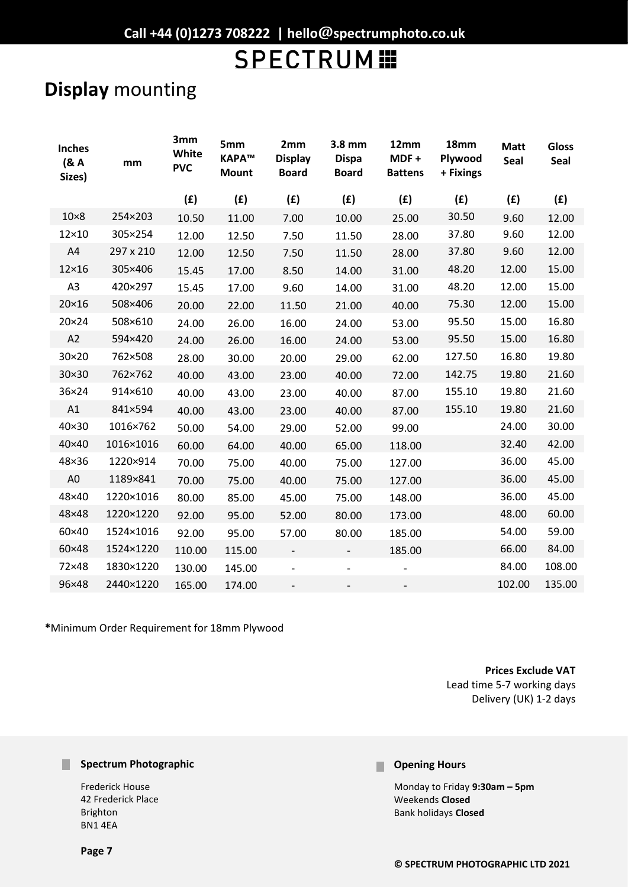Call +44 (0)1273 708222 | hello@spectrumphoto.co.uk

SPECTRUM

# **Display** mounting

| Inches (& A Sizes) | mm | 3mm White PVC | 5mm KAPA™ Mount | 2mm Display Board | 3.8 mm Dispa Board | 12mm MDF + Battens | 18mm Plywood + Fixings | Matt Seal | Gloss Seal |
|---|---|---|---|---|---|---|---|---|---|
| | | (£) | (£) | (£) | (£) | (£) | (£) | (£) | (£) |
| 10×8 | 254×203 | 10.50 | 11.00 | 7.00 | 10.00 | 25.00 | 30.50 | 9.60 | 12.00 |
| 12×10 | 305×254 | 12.00 | 12.50 | 7.50 | 11.50 | 28.00 | 37.80 | 9.60 | 12.00 |
| A4 | 297 x 210 | 12.00 | 12.50 | 7.50 | 11.50 | 28.00 | 37.80 | 9.60 | 12.00 |
| 12×16 | 305×406 | 15.45 | 17.00 | 8.50 | 14.00 | 31.00 | 48.20 | 12.00 | 15.00 |
| A3 | 420×297 | 15.45 | 17.00 | 9.60 | 14.00 | 31.00 | 48.20 | 12.00 | 15.00 |
| 20×16 | 508×406 | 20.00 | 22.00 | 11.50 | 21.00 | 40.00 | 75.30 | 12.00 | 15.00 |
| 20×24 | 508×610 | 24.00 | 26.00 | 16.00 | 24.00 | 53.00 | 95.50 | 15.00 | 16.80 |
| A2 | 594×420 | 24.00 | 26.00 | 16.00 | 24.00 | 53.00 | 95.50 | 15.00 | 16.80 |
| 30×20 | 762×508 | 28.00 | 30.00 | 20.00 | 29.00 | 62.00 | 127.50 | 16.80 | 19.80 |
| 30×30 | 762×762 | 40.00 | 43.00 | 23.00 | 40.00 | 72.00 | 142.75 | 19.80 | 21.60 |
| 36×24 | 914×610 | 40.00 | 43.00 | 23.00 | 40.00 | 87.00 | 155.10 | 19.80 | 21.60 |
| A1 | 841×594 | 40.00 | 43.00 | 23.00 | 40.00 | 87.00 | 155.10 | 19.80 | 21.60 |
| 40×30 | 1016×762 | 50.00 | 54.00 | 29.00 | 52.00 | 99.00 | | 24.00 | 30.00 |
| 40×40 | 1016×1016 | 60.00 | 64.00 | 40.00 | 65.00 | 118.00 | | 32.40 | 42.00 |
| 48×36 | 1220×914 | 70.00 | 75.00 | 40.00 | 75.00 | 127.00 | | 36.00 | 45.00 |
| A0 | 1189×841 | 70.00 | 75.00 | 40.00 | 75.00 | 127.00 | | 36.00 | 45.00 |
| 48×40 | 1220×1016 | 80.00 | 85.00 | 45.00 | 75.00 | 148.00 | | 36.00 | 45.00 |
| 48×48 | 1220×1220 | 92.00 | 95.00 | 52.00 | 80.00 | 173.00 | | 48.00 | 60.00 |
| 60×40 | 1524×1016 | 92.00 | 95.00 | 57.00 | 80.00 | 185.00 | | 54.00 | 59.00 |
| 60×48 | 1524×1220 | 110.00 | 115.00 | - | - | 185.00 | | 66.00 | 84.00 |
| 72×48 | 1830×1220 | 130.00 | 145.00 | - | - | - | | 84.00 | 108.00 |
| 96×48 | 2440×1220 | 165.00 | 174.00 | - | - | - | | 102.00 | 135.00 |

***Minimum Order Requirement for 18mm Plywood**

**Prices Exclude VAT**
Lead time 5-7 working days
Delivery (UK) 1-2 days

**Spectrum Photographic**

Frederick House
42 Frederick Place
Brighton
BN1 4EA

**Opening Hours**

Monday to Friday **9:30am – 5pm**
Weekends **Closed**
Bank holidays **Closed**

**© SPECTRUM PHOTOGRAPHIC LTD 2021**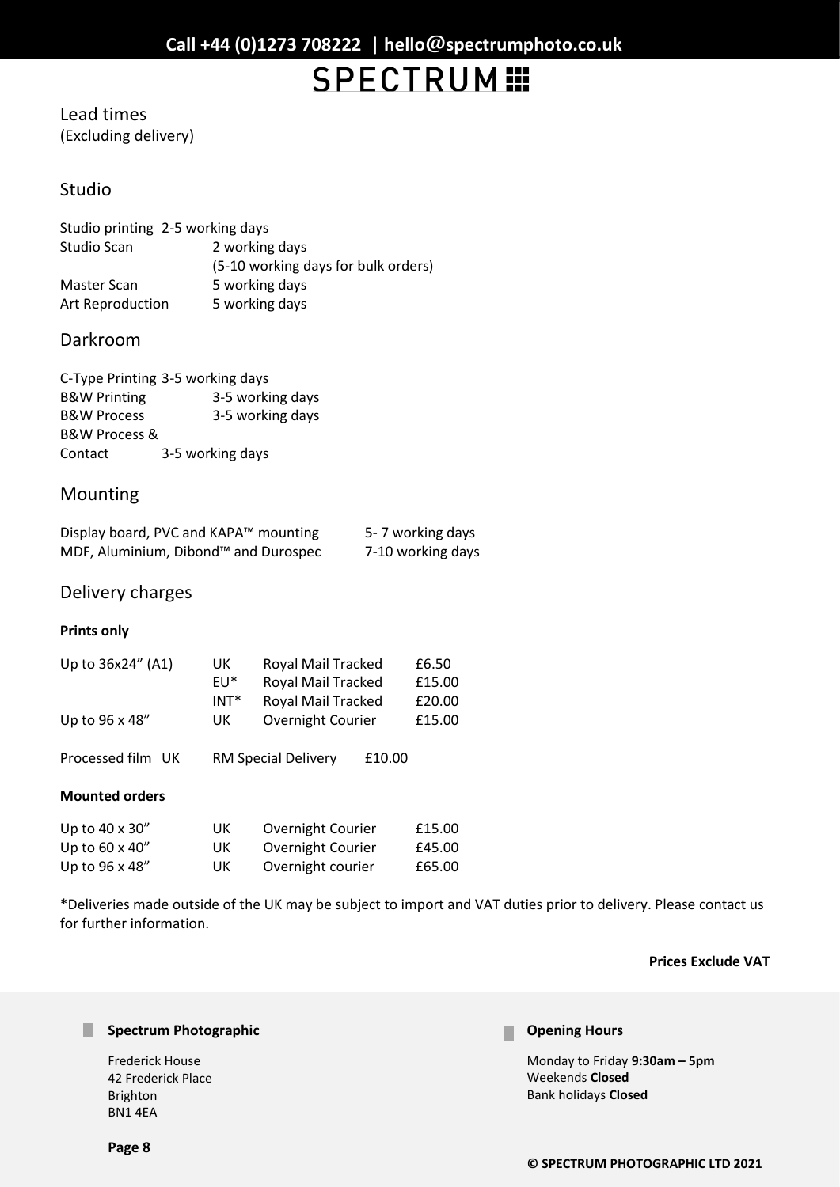# SPECTRUM

Call +44 (0)1273 708222 | hello@spectrumphoto.co.uk

## Lead times
(Excluding delivery)

### Studio

| | |
|---|---|
| Studio printing | 2-5 working days |
| Studio Scan | 2 working days (5-10 working days for bulk orders) |
| Master Scan | 5 working days |
| Art Reproduction | 5 working days |

### Darkroom

| | |
|---|---|
| C-Type Printing | 3-5 working days |
| B&W Printing | 3-5 working days |
| B&W Process | 3-5 working days |
| B&W Process & Contact | 3-5 working days |

### Mounting

| | |
|---|---|
| Display board, PVC and KAPA™ mounting | 5- 7 working days |
| MDF, Aluminium, Dibond™ and Durospec | 7-10 working days |

## Delivery charges

**Prints only**

| | | | |
|---|---|---|---|
| Up to 36x24" (A1) | UK | Royal Mail Tracked | £6.50 |
| | EU* | Royal Mail Tracked | £15.00 |
| | INT* | Royal Mail Tracked | £20.00 |
| Up to 96 x 48" | UK | Overnight Courier | £15.00 |
| Processed film | UK | RM Special Delivery | £10.00 |

**Mounted orders**

| | | | |
|---|---|---|---|
| Up to 40 x 30" | UK | Overnight Courier | £15.00 |
| Up to 60 x 40" | UK | Overnight Courier | £45.00 |
| Up to 96 x 48" | UK | Overnight courier | £65.00 |

*Deliveries made outside of the UK may be subject to import and VAT duties prior to delivery. Please contact us for further information.

**Prices Exclude VAT**

**Spectrum Photographic**

Frederick House
42 Frederick Place
Brighton
BN1 4EA

**Opening Hours**

Monday to Friday **9:30am – 5pm**
Weekends **Closed**
Bank holidays **Closed**

**© SPECTRUM PHOTOGRAPHIC LTD 2021**